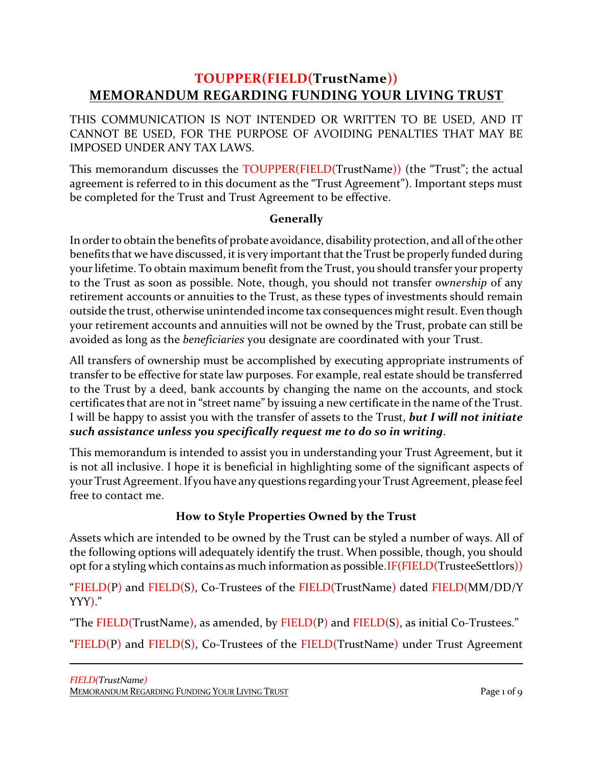# TOUPPER(FIELD(TrustName))
# MEMORANDUM REGARDING FUNDING YOUR LIVING TRUST

THIS COMMUNICATION IS NOT INTENDED OR WRITTEN TO BE USED, AND IT CANNOT BE USED, FOR THE PURPOSE OF AVOIDING PENALTIES THAT MAY BE IMPOSED UNDER ANY TAX LAWS.

This memorandum discusses the TOUPPER(FIELD(TrustName)) (the "Trust"; the actual agreement is referred to in this document as the "Trust Agreement"). Important steps must be completed for the Trust and Trust Agreement to be effective.

### Generally

In order to obtain the benefits of probate avoidance, disability protection, and all of the other benefits that we have discussed, it is very important that the Trust be properly funded during your lifetime. To obtain maximum benefit from the Trust, you should transfer your property to the Trust as soon as possible. Note, though, you should not transfer *ownership* of any retirement accounts or annuities to the Trust, as these types of investments should remain outside the trust, otherwise unintended income tax consequences might result. Even though your retirement accounts and annuities will not be owned by the Trust, probate can still be avoided as long as the *beneficiaries* you designate are coordinated with your Trust.

All transfers of ownership must be accomplished by executing appropriate instruments of transfer to be effective for state law purposes. For example, real estate should be transferred to the Trust by a deed, bank accounts by changing the name on the accounts, and stock certificates that are not in "street name" by issuing a new certificate in the name of the Trust. I will be happy to assist you with the transfer of assets to the Trust, ***but I will not initiate such assistance unless you specifically request me to do so in writing***.

This memorandum is intended to assist you in understanding your Trust Agreement, but it is not all inclusive. I hope it is beneficial in highlighting some of the significant aspects of your Trust Agreement. If you have any questions regarding your Trust Agreement, please feel free to contact me.

### How to Style Properties Owned by the Trust

Assets which are intended to be owned by the Trust can be styled a number of ways. All of the following options will adequately identify the trust. When possible, though, you should opt for a styling which contains as much information as possible.IF(FIELD(TrusteeSettlors))

"FIELD(P) and FIELD(S), Co-Trustees of the FIELD(TrustName) dated FIELD(MM/DD/YYYY)."

"The FIELD(TrustName), as amended, by FIELD(P) and FIELD(S), as initial Co-Trustees."

"FIELD(P) and FIELD(S), Co-Trustees of the FIELD(TrustName) under Trust Agreement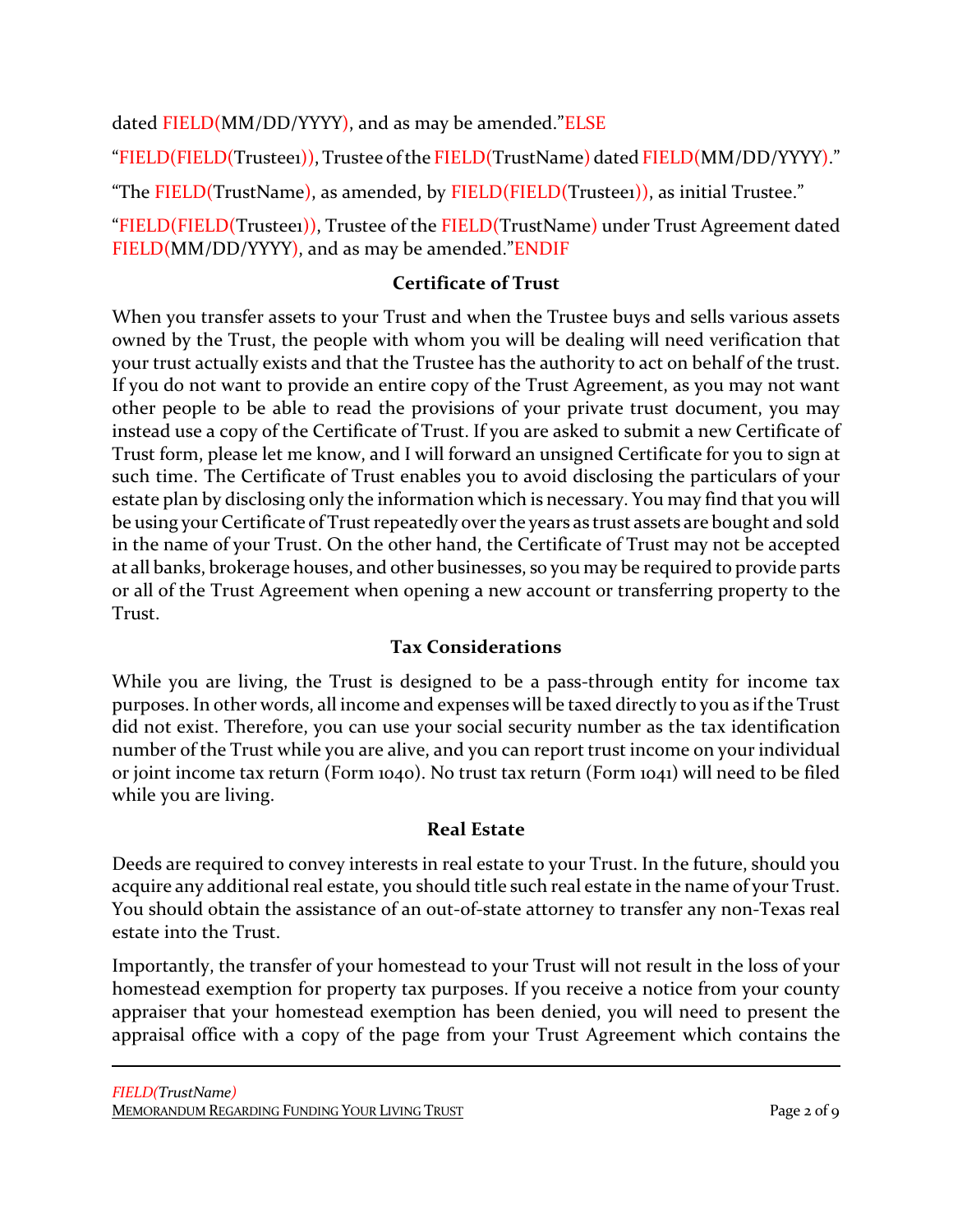dated FIELD(MM/DD/YYYY), and as may be amended."ELSE

"FIELD(FIELD(Trustee1)), Trustee of the FIELD(TrustName) dated FIELD(MM/DD/YYYY)."

"The FIELD(TrustName), as amended, by FIELD(FIELD(Trustee1)), as initial Trustee."

"FIELD(FIELD(Trustee1)), Trustee of the FIELD(TrustName) under Trust Agreement dated FIELD(MM/DD/YYYY), and as may be amended."ENDIF

**Certificate of Trust**

When you transfer assets to your Trust and when the Trustee buys and sells various assets owned by the Trust, the people with whom you will be dealing will need verification that your trust actually exists and that the Trustee has the authority to act on behalf of the trust. If you do not want to provide an entire copy of the Trust Agreement, as you may not want other people to be able to read the provisions of your private trust document, you may instead use a copy of the Certificate of Trust. If you are asked to submit a new Certificate of Trust form, please let me know, and I will forward an unsigned Certificate for you to sign at such time. The Certificate of Trust enables you to avoid disclosing the particulars of your estate plan by disclosing only the information which is necessary. You may find that you will be using your Certificate of Trust repeatedly over the years as trust assets are bought and sold in the name of your Trust. On the other hand, the Certificate of Trust may not be accepted at all banks, brokerage houses, and other businesses, so you may be required to provide parts or all of the Trust Agreement when opening a new account or transferring property to the Trust.

**Tax Considerations**

While you are living, the Trust is designed to be a pass-through entity for income tax purposes. In other words, all income and expenses will be taxed directly to you as if the Trust did not exist. Therefore, you can use your social security number as the tax identification number of the Trust while you are alive, and you can report trust income on your individual or joint income tax return (Form 1040). No trust tax return (Form 1041) will need to be filed while you are living.

**Real Estate**

Deeds are required to convey interests in real estate to your Trust. In the future, should you acquire any additional real estate, you should title such real estate in the name of your Trust. You should obtain the assistance of an out-of-state attorney to transfer any non-Texas real estate into the Trust.

Importantly, the transfer of your homestead to your Trust will not result in the loss of your homestead exemption for property tax purposes. If you receive a notice from your county appraiser that your homestead exemption has been denied, you will need to present the appraisal office with a copy of the page from your Trust Agreement which contains the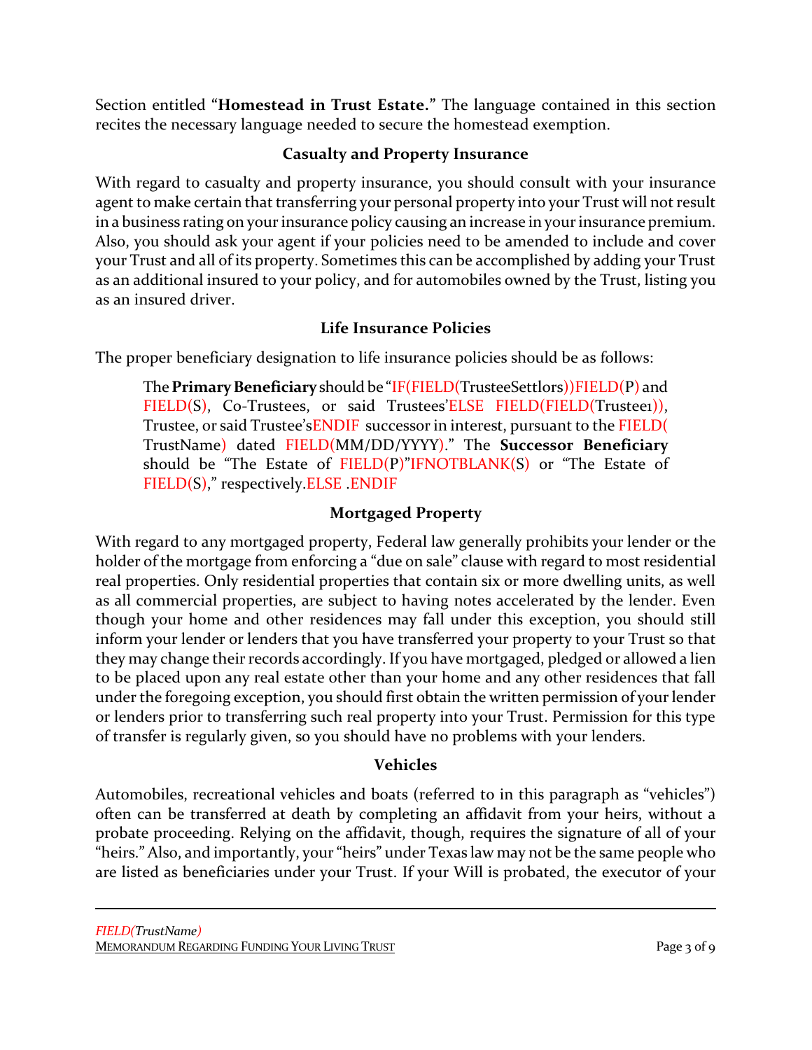Section entitled "**Homestead in Trust Estate.**" The language contained in this section recites the necessary language needed to secure the homestead exemption.

### Casualty and Property Insurance

With regard to casualty and property insurance, you should consult with your insurance agent to make certain that transferring your personal property into your Trust will not result in a business rating on your insurance policy causing an increase in your insurance premium. Also, you should ask your agent if your policies need to be amended to include and cover your Trust and all of its property. Sometimes this can be accomplished by adding your Trust as an additional insured to your policy, and for automobiles owned by the Trust, listing you as an insured driver.

### Life Insurance Policies

The proper beneficiary designation to life insurance policies should be as follows:

> The **Primary Beneficiary** should be "IF(FIELD(TrusteeSettlors))FIELD(P) and FIELD(S), Co-Trustees, or said Trustees'ELSE FIELD(FIELD(Trustee1)), Trustee, or said Trustee'sENDIF successor in interest, pursuant to the FIELD( TrustName) dated FIELD(MM/DD/YYYY)." The **Successor Beneficiary** should be "The Estate of FIELD(P)"IFNOTBLANK(S) or "The Estate of FIELD(S)," respectively.ELSE .ENDIF

### Mortgaged Property

With regard to any mortgaged property, Federal law generally prohibits your lender or the holder of the mortgage from enforcing a "due on sale" clause with regard to most residential real properties. Only residential properties that contain six or more dwelling units, as well as all commercial properties, are subject to having notes accelerated by the lender. Even though your home and other residences may fall under this exception, you should still inform your lender or lenders that you have transferred your property to your Trust so that they may change their records accordingly. If you have mortgaged, pledged or allowed a lien to be placed upon any real estate other than your home and any other residences that fall under the foregoing exception, you should first obtain the written permission of your lender or lenders prior to transferring such real property into your Trust. Permission for this type of transfer is regularly given, so you should have no problems with your lenders.

### Vehicles

Automobiles, recreational vehicles and boats (referred to in this paragraph as "vehicles") often can be transferred at death by completing an affidavit from your heirs, without a probate proceeding. Relying on the affidavit, though, requires the signature of all of your "heirs." Also, and importantly, your "heirs" under Texas law may not be the same people who are listed as beneficiaries under your Trust. If your Will is probated, the executor of your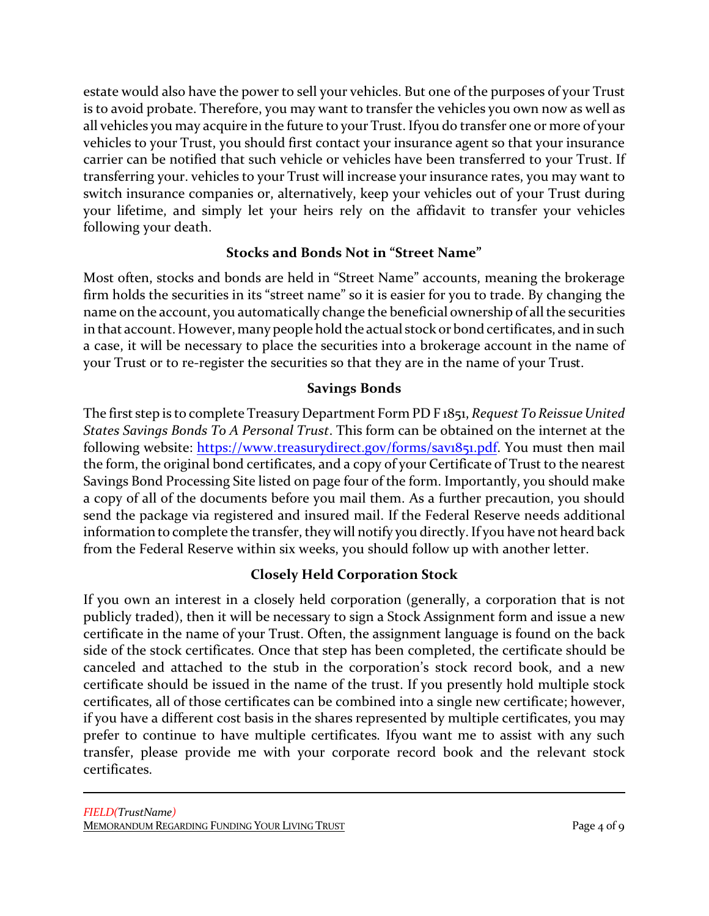estate would also have the power to sell your vehicles. But one of the purposes of your Trust is to avoid probate. Therefore, you may want to transfer the vehicles you own now as well as all vehicles you may acquire in the future to your Trust. Ifyou do transfer one or more of your vehicles to your Trust, you should first contact your insurance agent so that your insurance carrier can be notified that such vehicle or vehicles have been transferred to your Trust. If transferring your. vehicles to your Trust will increase your insurance rates, you may want to switch insurance companies or, alternatively, keep your vehicles out of your Trust during your lifetime, and simply let your heirs rely on the affidavit to transfer your vehicles following your death.

### Stocks and Bonds Not in "Street Name"

Most often, stocks and bonds are held in "Street Name" accounts, meaning the brokerage firm holds the securities in its "street name" so it is easier for you to trade. By changing the name on the account, you automatically change the beneficial ownership of all the securities in that account. However, many people hold the actual stock or bond certificates, and in such a case, it will be necessary to place the securities into a brokerage account in the name of your Trust or to re-register the securities so that they are in the name of your Trust.

### Savings Bonds

The first step is to complete Treasury Department Form PD F 1851, *Request To Reissue United States Savings Bonds To A Personal Trust*. This form can be obtained on the internet at the following website: https://www.treasurydirect.gov/forms/sav1851.pdf. You must then mail the form, the original bond certificates, and a copy of your Certificate of Trust to the nearest Savings Bond Processing Site listed on page four of the form. Importantly, you should make a copy of all of the documents before you mail them. As a further precaution, you should send the package via registered and insured mail. If the Federal Reserve needs additional information to complete the transfer, they will notify you directly. If you have not heard back from the Federal Reserve within six weeks, you should follow up with another letter.

### Closely Held Corporation Stock

If you own an interest in a closely held corporation (generally, a corporation that is not publicly traded), then it will be necessary to sign a Stock Assignment form and issue a new certificate in the name of your Trust. Often, the assignment language is found on the back side of the stock certificates. Once that step has been completed, the certificate should be canceled and attached to the stub in the corporation's stock record book, and a new certificate should be issued in the name of the trust. If you presently hold multiple stock certificates, all of those certificates can be combined into a single new certificate; however, if you have a different cost basis in the shares represented by multiple certificates, you may prefer to continue to have multiple certificates. Ifyou want me to assist with any such transfer, please provide me with your corporate record book and the relevant stock certificates.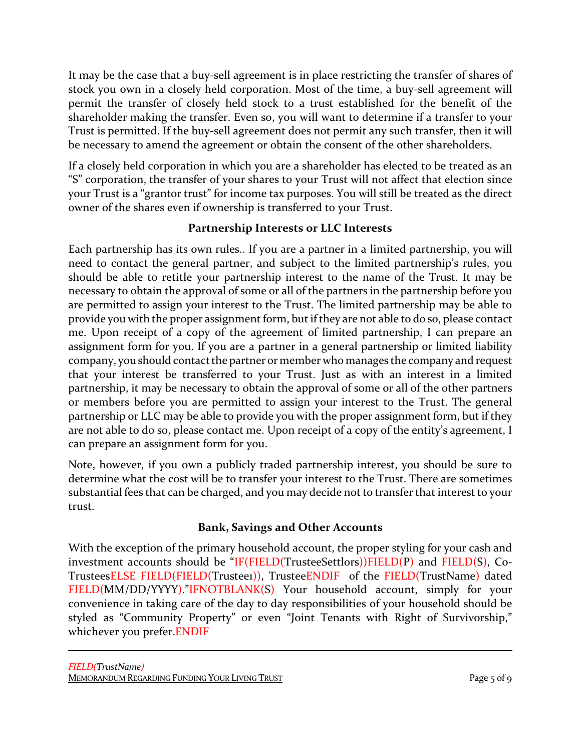It may be the case that a buy-sell agreement is in place restricting the transfer of shares of stock you own in a closely held corporation. Most of the time, a buy-sell agreement will permit the transfer of closely held stock to a trust established for the benefit of the shareholder making the transfer. Even so, you will want to determine if a transfer to your Trust is permitted. If the buy-sell agreement does not permit any such transfer, then it will be necessary to amend the agreement or obtain the consent of the other shareholders.

If a closely held corporation in which you are a shareholder has elected to be treated as an "S" corporation, the transfer of your shares to your Trust will not affect that election since your Trust is a "grantor trust" for income tax purposes. You will still be treated as the direct owner of the shares even if ownership is transferred to your Trust.

## Partnership Interests or LLC Interests

Each partnership has its own rules.. If you are a partner in a limited partnership, you will need to contact the general partner, and subject to the limited partnership's rules, you should be able to retitle your partnership interest to the name of the Trust. It may be necessary to obtain the approval of some or all of the partners in the partnership before you are permitted to assign your interest to the Trust. The limited partnership may be able to provide you with the proper assignment form, but if they are not able to do so, please contact me. Upon receipt of a copy of the agreement of limited partnership, I can prepare an assignment form for you. If you are a partner in a general partnership or limited liability company, you should contact the partner or member who manages the company and request that your interest be transferred to your Trust. Just as with an interest in a limited partnership, it may be necessary to obtain the approval of some or all of the other partners or members before you are permitted to assign your interest to the Trust. The general partnership or LLC may be able to provide you with the proper assignment form, but if they are not able to do so, please contact me. Upon receipt of a copy of the entity's agreement, I can prepare an assignment form for you.

Note, however, if you own a publicly traded partnership interest, you should be sure to determine what the cost will be to transfer your interest to the Trust. There are sometimes substantial fees that can be charged, and you may decide not to transfer that interest to your trust.

## Bank, Savings and Other Accounts

With the exception of the primary household account, the proper styling for your cash and investment accounts should be "IF(FIELD(TrusteeSettlors))FIELD(P) and FIELD(S), Co-TrusteesELSE FIELD(FIELD(Trustee1)), TrusteeENDIF of the FIELD(TrustName) dated FIELD(MM/DD/YYYY)."IFNOTBLANK(S) Your household account, simply for your convenience in taking care of the day to day responsibilities of your household should be styled as "Community Property" or even "Joint Tenants with Right of Survivorship," whichever you prefer.ENDIF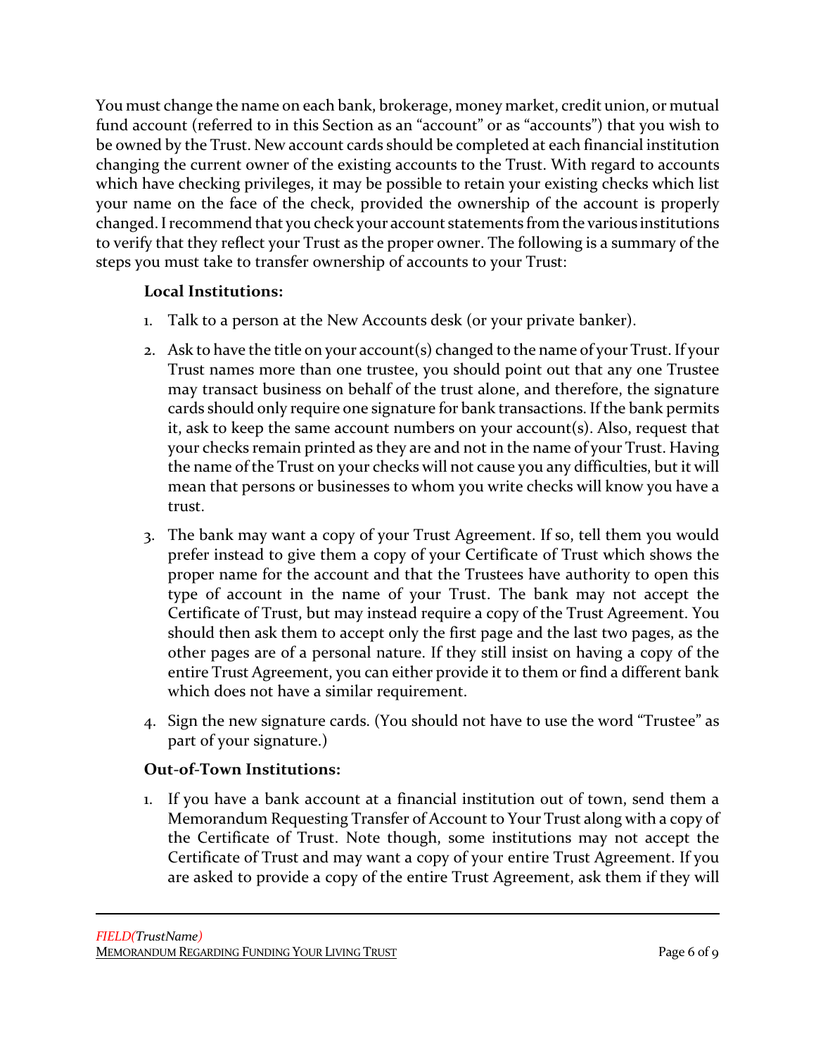You must change the name on each bank, brokerage, money market, credit union, or mutual fund account (referred to in this Section as an "account" or as "accounts") that you wish to be owned by the Trust. New account cards should be completed at each financial institution changing the current owner of the existing accounts to the Trust. With regard to accounts which have checking privileges, it may be possible to retain your existing checks which list your name on the face of the check, provided the ownership of the account is properly changed. I recommend that you check your account statements from the various institutions to verify that they reflect your Trust as the proper owner. The following is a summary of the steps you must take to transfer ownership of accounts to your Trust:

**Local Institutions:**

1. Talk to a person at the New Accounts desk (or your private banker).
2. Ask to have the title on your account(s) changed to the name of your Trust. If your Trust names more than one trustee, you should point out that any one Trustee may transact business on behalf of the trust alone, and therefore, the signature cards should only require one signature for bank transactions. If the bank permits it, ask to keep the same account numbers on your account(s). Also, request that your checks remain printed as they are and not in the name of your Trust. Having the name of the Trust on your checks will not cause you any difficulties, but it will mean that persons or businesses to whom you write checks will know you have a trust.
3. The bank may want a copy of your Trust Agreement. If so, tell them you would prefer instead to give them a copy of your Certificate of Trust which shows the proper name for the account and that the Trustees have authority to open this type of account in the name of your Trust. The bank may not accept the Certificate of Trust, but may instead require a copy of the Trust Agreement. You should then ask them to accept only the first page and the last two pages, as the other pages are of a personal nature. If they still insist on having a copy of the entire Trust Agreement, you can either provide it to them or find a different bank which does not have a similar requirement.
4. Sign the new signature cards. (You should not have to use the word "Trustee" as part of your signature.)

**Out-of-Town Institutions:**

1. If you have a bank account at a financial institution out of town, send them a Memorandum Requesting Transfer of Account to Your Trust along with a copy of the Certificate of Trust. Note though, some institutions may not accept the Certificate of Trust and may want a copy of your entire Trust Agreement. If you are asked to provide a copy of the entire Trust Agreement, ask them if they will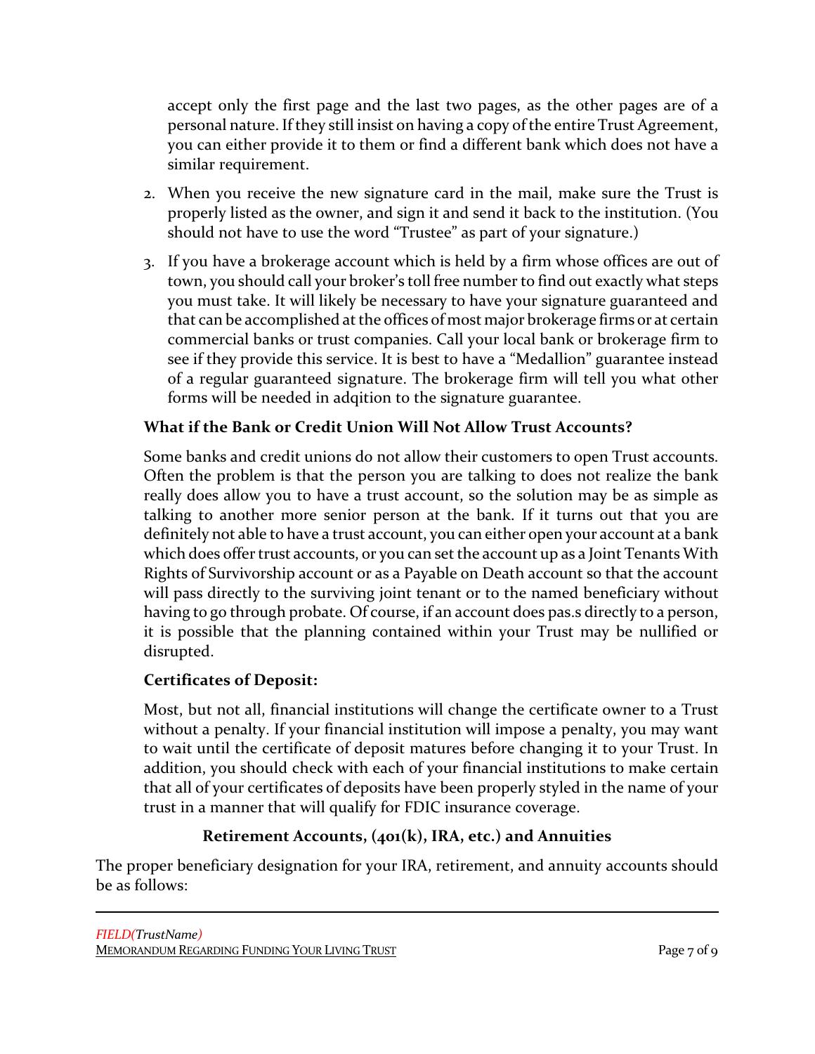accept only the first page and the last two pages, as the other pages are of a personal nature. If they still insist on having a copy of the entire Trust Agreement, you can either provide it to them or find a different bank which does not have a similar requirement.

2. When you receive the new signature card in the mail, make sure the Trust is properly listed as the owner, and sign it and send it back to the institution. (You should not have to use the word "Trustee" as part of your signature.)
3. If you have a brokerage account which is held by a firm whose offices are out of town, you should call your broker's toll free number to find out exactly what steps you must take. It will likely be necessary to have your signature guaranteed and that can be accomplished at the offices of most major brokerage firms or at certain commercial banks or trust companies. Call your local bank or brokerage firm to see if they provide this service. It is best to have a "Medallion" guarantee instead of a regular guaranteed signature. The brokerage firm will tell you what other forms will be needed in adqition to the signature guarantee.

**What if the Bank or Credit Union Will Not Allow Trust Accounts?**

Some banks and credit unions do not allow their customers to open Trust accounts. Often the problem is that the person you are talking to does not realize the bank really does allow you to have a trust account, so the solution may be as simple as talking to another more senior person at the bank. If it turns out that you are definitely not able to have a trust account, you can either open your account at a bank which does offer trust accounts, or you can set the account up as a Joint Tenants With Rights of Survivorship account or as a Payable on Death account so that the account will pass directly to the surviving joint tenant or to the named beneficiary without having to go through probate. Of course, if an account does pas.s directly to a person, it is possible that the planning contained within your Trust may be nullified or disrupted.

**Certificates of Deposit:**

Most, but not all, financial institutions will change the certificate owner to a Trust without a penalty. If your financial institution will impose a penalty, you may want to wait until the certificate of deposit matures before changing it to your Trust. In addition, you should check with each of your financial institutions to make certain that all of your certificates of deposits have been properly styled in the name of your trust in a manner that will qualify for FDIC insurance coverage.

## Retirement Accounts, (401(k), IRA, etc.) and Annuities

The proper beneficiary designation for your IRA, retirement, and annuity accounts should be as follows: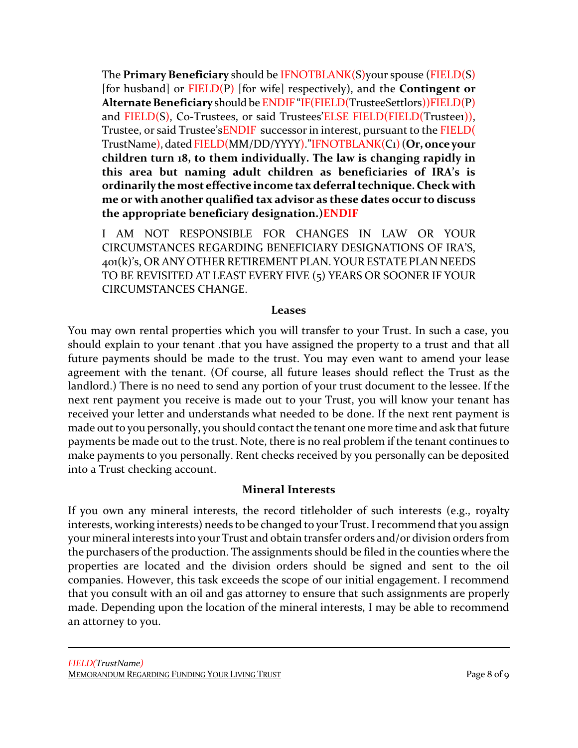The **Primary Beneficiary** should be IFNOTBLANK(S)your spouse (FIELD(S) [for husband] or FIELD(P) [for wife] respectively), and the **Contingent or Alternate Beneficiary** should be ENDIF "IF(FIELD(TrusteeSettlors))FIELD(P) and FIELD(S), Co-Trustees, or said Trustees'ELSE FIELD(FIELD(Trustee1)), Trustee, or said Trustee'sENDIF successor in interest, pursuant to the FIELD( TrustName), dated FIELD(MM/DD/YYYY)."IFNOTBLANK(C1) (**Or, once your children turn 18, to them individually. The law is changing rapidly in this area but naming adult children as beneficiaries of IRA's is ordinarily the most effective income tax deferral technique. Check with me or with another qualified tax advisor as these dates occur to discuss the appropriate beneficiary designation.)ENDIF**

I AM NOT RESPONSIBLE FOR CHANGES IN LAW OR YOUR CIRCUMSTANCES REGARDING BENEFICIARY DESIGNATIONS OF IRA'S, 401(k)'s, OR ANY OTHER RETIREMENT PLAN. YOUR ESTATE PLAN NEEDS TO BE REVISITED AT LEAST EVERY FIVE (5) YEARS OR SOONER IF YOUR CIRCUMSTANCES CHANGE.

**Leases**

You may own rental properties which you will transfer to your Trust. In such a case, you should explain to your tenant .that you have assigned the property to a trust and that all future payments should be made to the trust. You may even want to amend your lease agreement with the tenant. (Of course, all future leases should reflect the Trust as the landlord.) There is no need to send any portion of your trust document to the lessee. If the next rent payment you receive is made out to your Trust, you will know your tenant has received your letter and understands what needed to be done. If the next rent payment is made out to you personally, you should contact the tenant one more time and ask that future payments be made out to the trust. Note, there is no real problem if the tenant continues to make payments to you personally. Rent checks received by you personally can be deposited into a Trust checking account.

**Mineral Interests**

If you own any mineral interests, the record titleholder of such interests (e.g., royalty interests, working interests) needs to be changed to your Trust. I recommend that you assign your mineral interests into your Trust and obtain transfer orders and/or division orders from the purchasers of the production. The assignments should be filed in the counties where the properties are located and the division orders should be signed and sent to the oil companies. However, this task exceeds the scope of our initial engagement. I recommend that you consult with an oil and gas attorney to ensure that such assignments are properly made. Depending upon the location of the mineral interests, I may be able to recommend an attorney to you.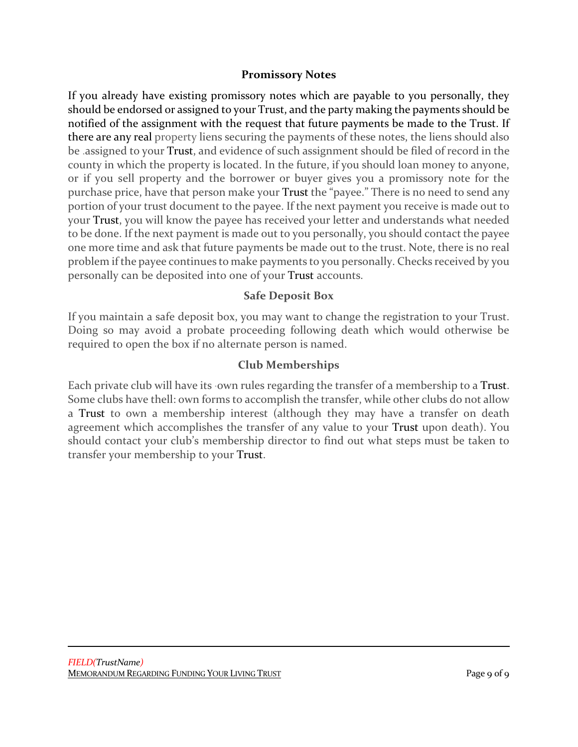**Promissory Notes**

If you already have existing promissory notes which are payable to you personally, they should be endorsed or assigned to your Trust, and the party making the payments should be notified of the assignment with the request that future payments be made to the Trust. If there are any real property liens securing the payments of these notes, the liens should also be .assigned to your Trust, and evidence of such assignment should be filed of record in the county in which the property is located. In the future, if you should loan money to anyone, or if you sell property and the borrower or buyer gives you a promissory note for the purchase price, have that person make your Trust the "payee." There is no need to send any portion of your trust document to the payee. If the next payment you receive is made out to your Trust, you will know the payee has received your letter and understands what needed to be done. If the next payment is made out to you personally, you should contact the payee one more time and ask that future payments be made out to the trust. Note, there is no real problem if the payee continues to make payments to you personally. Checks received by you personally can be deposited into one of your Trust accounts.

**Safe Deposit Box**

If you maintain a safe deposit box, you may want to change the registration to your Trust. Doing so may avoid a probate proceeding following death which would otherwise be required to open the box if no alternate person is named.

**Club Memberships**

Each private club will have its ·own rules regarding the transfer of a membership to a Trust. Some clubs have thell: own forms to accomplish the transfer, while other clubs do not allow a Trust to own a membership interest (although they may have a transfer on death agreement which accomplishes the transfer of any value to your Trust upon death). You should contact your club's membership director to find out what steps must be taken to transfer your membership to your Trust.